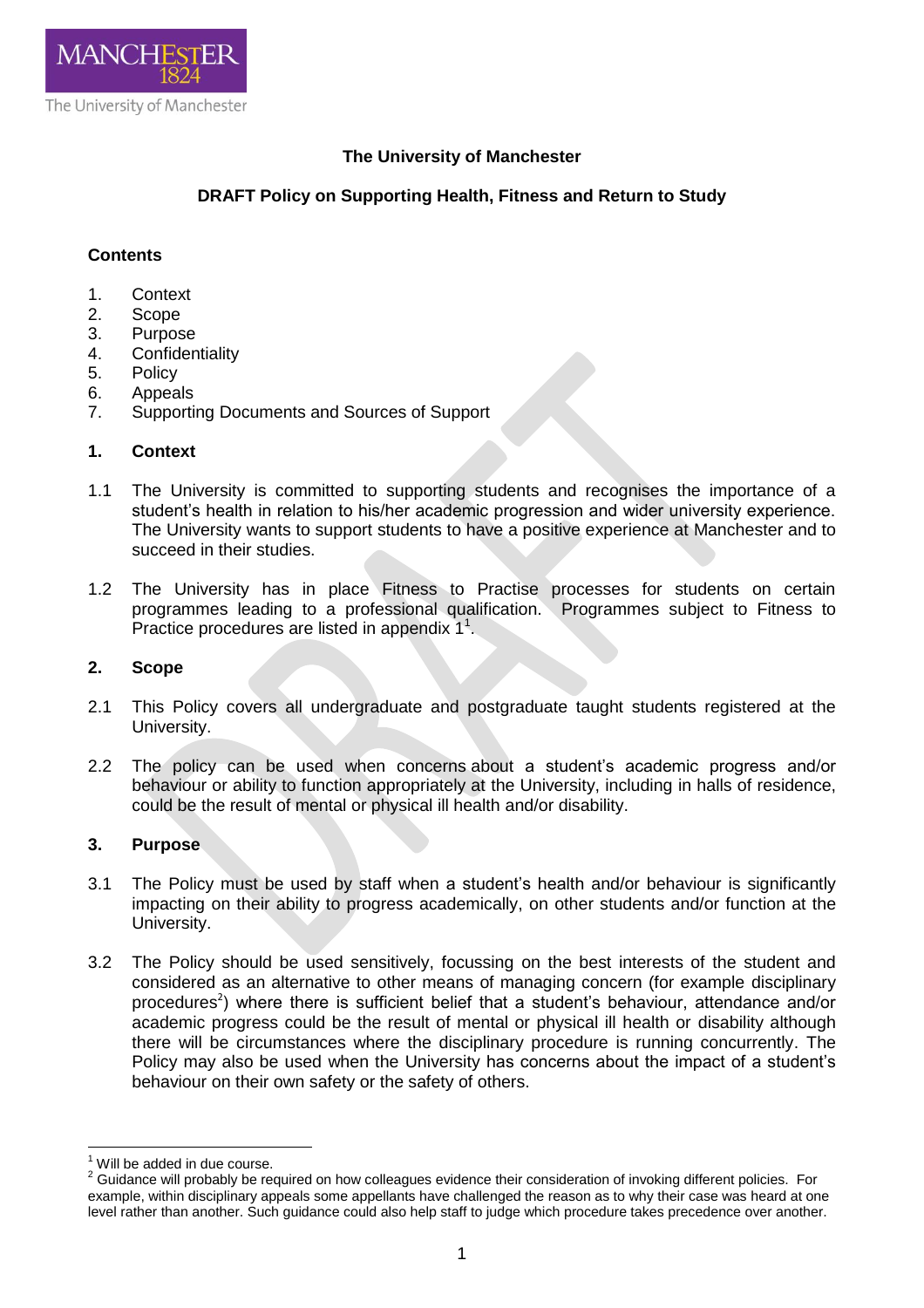The University of Manchester

# The University of Manchester

## DRAFT Policy on Supporting Health, Fitness and Return to Study

**Contents**

1. Context
2. Scope
3. Purpose
4. Confidentiality
5. Policy
6. Appeals
7. Supporting Documents and Sources of Support

### 1. Context

1.1 The University is committed to supporting students and recognises the importance of a student's health in relation to his/her academic progression and wider university experience. The University wants to support students to have a positive experience at Manchester and to succeed in their studies.

1.2 The University has in place Fitness to Practise processes for students on certain programmes leading to a professional qualification. Programmes subject to Fitness to Practice procedures are listed in appendix 1[1].

### 2. Scope

2.1 This Policy covers all undergraduate and postgraduate taught students registered at the University.

2.2 The policy can be used when concerns about a student's academic progress and/or behaviour or ability to function appropriately at the University, including in halls of residence, could be the result of mental or physical ill health and/or disability.

### 3. Purpose

3.1 The Policy must be used by staff when a student's health and/or behaviour is significantly impacting on their ability to progress academically, on other students and/or function at the University.

3.2 The Policy should be used sensitively, focussing on the best interests of the student and considered as an alternative to other means of managing concern (for example disciplinary procedures[2]) where there is sufficient belief that a student's behaviour, attendance and/or academic progress could be the result of mental or physical ill health or disability although there will be circumstances where the disciplinary procedure is running concurrently. The Policy may also be used when the University has concerns about the impact of a student's behaviour on their own safety or the safety of others.

---

[1] Will be added in due course.

[2] Guidance will probably be required on how colleagues evidence their consideration of invoking different policies. For example, within disciplinary appeals some appellants have challenged the reason as to why their case was heard at one level rather than another. Such guidance could also help staff to judge which procedure takes precedence over another.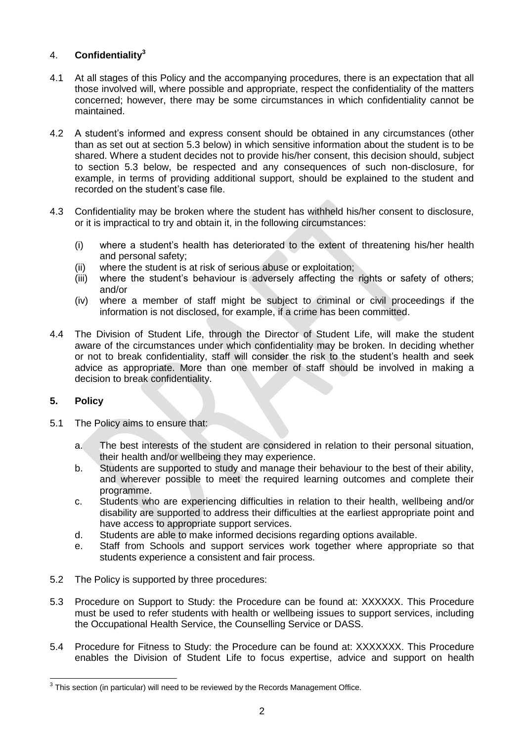## 4. **Confidentiality**[3]

4.1 At all stages of this Policy and the accompanying procedures, there is an expectation that all those involved will, where possible and appropriate, respect the confidentiality of the matters concerned; however, there may be some circumstances in which confidentiality cannot be maintained.

4.2 A student's informed and express consent should be obtained in any circumstances (other than as set out at section 5.3 below) in which sensitive information about the student is to be shared. Where a student decides not to provide his/her consent, this decision should, subject to section 5.3 below, be respected and any consequences of such non-disclosure, for example, in terms of providing additional support, should be explained to the student and recorded on the student's case file.

4.3 Confidentiality may be broken where the student has withheld his/her consent to disclosure, or it is impractical to try and obtain it, in the following circumstances:

   (i) where a student's health has deteriorated to the extent of threatening his/her health and personal safety;
   (ii) where the student is at risk of serious abuse or exploitation;
   (iii) where the student's behaviour is adversely affecting the rights or safety of others; and/or
   (iv) where a member of staff might be subject to criminal or civil proceedings if the information is not disclosed, for example, if a crime has been committed.

4.4 The Division of Student Life, through the Director of Student Life, will make the student aware of the circumstances under which confidentiality may be broken. In deciding whether or not to break confidentiality, staff will consider the risk to the student's health and seek advice as appropriate. More than one member of staff should be involved in making a decision to break confidentiality.

## **5. Policy**

5.1 The Policy aims to ensure that:

   a. The best interests of the student are considered in relation to their personal situation, their health and/or wellbeing they may experience.
   b. Students are supported to study and manage their behaviour to the best of their ability, and wherever possible to meet the required learning outcomes and complete their programme.
   c. Students who are experiencing difficulties in relation to their health, wellbeing and/or disability are supported to address their difficulties at the earliest appropriate point and have access to appropriate support services.
   d. Students are able to make informed decisions regarding options available.
   e. Staff from Schools and support services work together where appropriate so that students experience a consistent and fair process.

5.2 The Policy is supported by three procedures:

5.3 Procedure on Support to Study: the Procedure can be found at: XXXXXX. This Procedure must be used to refer students with health or wellbeing issues to support services, including the Occupational Health Service, the Counselling Service or DASS.

5.4 Procedure for Fitness to Study: the Procedure can be found at: XXXXXXX. This Procedure enables the Division of Student Life to focus expertise, advice and support on health

[3] This section (in particular) will need to be reviewed by the Records Management Office.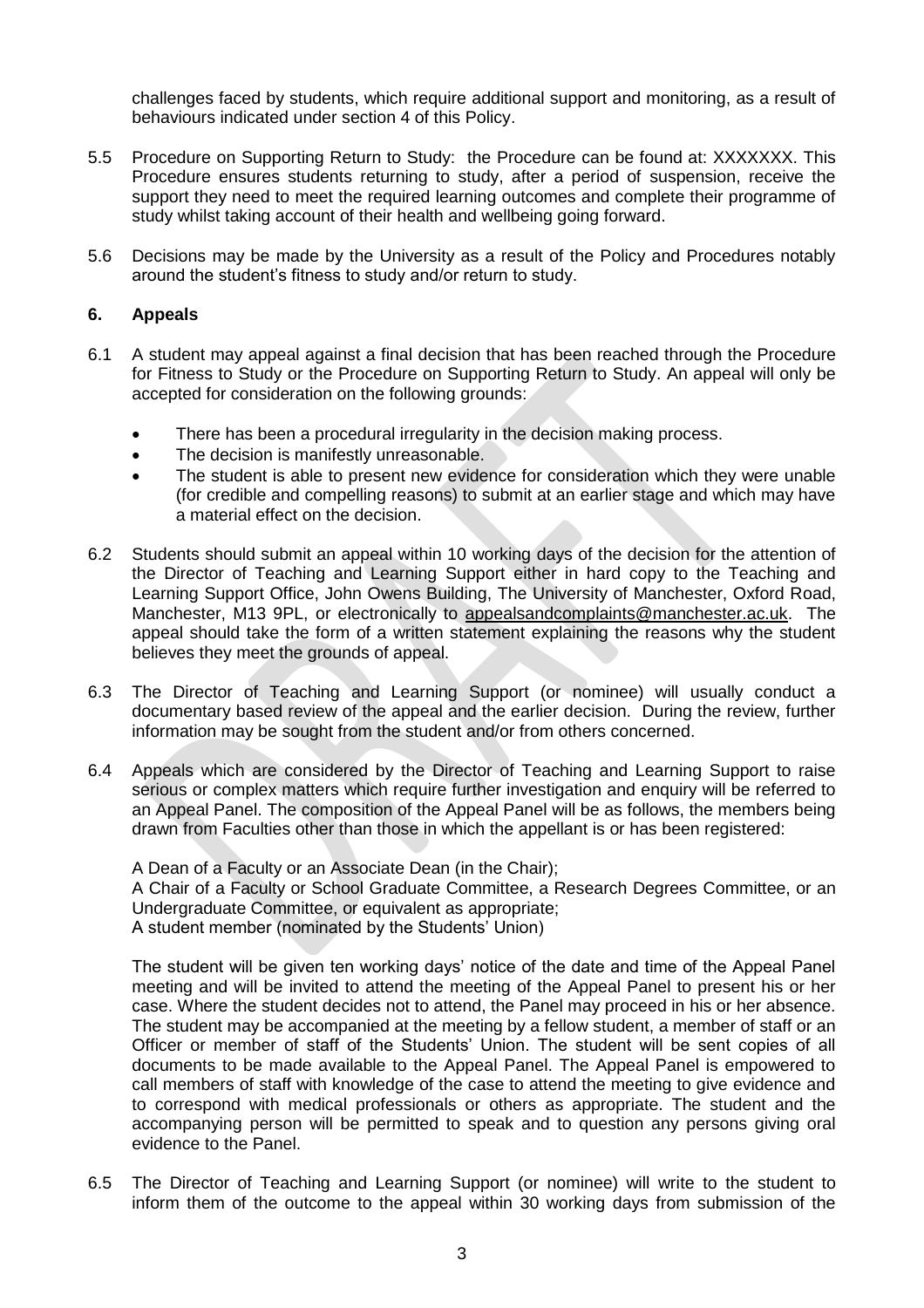challenges faced by students, which require additional support and monitoring, as a result of behaviours indicated under section 4 of this Policy.

5.5 Procedure on Supporting Return to Study: the Procedure can be found at: XXXXXXX. This Procedure ensures students returning to study, after a period of suspension, receive the support they need to meet the required learning outcomes and complete their programme of study whilst taking account of their health and wellbeing going forward.

5.6 Decisions may be made by the University as a result of the Policy and Procedures notably around the student's fitness to study and/or return to study.

## 6. Appeals

6.1 A student may appeal against a final decision that has been reached through the Procedure for Fitness to Study or the Procedure on Supporting Return to Study. An appeal will only be accepted for consideration on the following grounds:

- There has been a procedural irregularity in the decision making process.
- The decision is manifestly unreasonable.
- The student is able to present new evidence for consideration which they were unable (for credible and compelling reasons) to submit at an earlier stage and which may have a material effect on the decision.

6.2 Students should submit an appeal within 10 working days of the decision for the attention of the Director of Teaching and Learning Support either in hard copy to the Teaching and Learning Support Office, John Owens Building, The University of Manchester, Oxford Road, Manchester, M13 9PL, or electronically to appealsandcomplaints@manchester.ac.uk. The appeal should take the form of a written statement explaining the reasons why the student believes they meet the grounds of appeal.

6.3 The Director of Teaching and Learning Support (or nominee) will usually conduct a documentary based review of the appeal and the earlier decision. During the review, further information may be sought from the student and/or from others concerned.

6.4 Appeals which are considered by the Director of Teaching and Learning Support to raise serious or complex matters which require further investigation and enquiry will be referred to an Appeal Panel. The composition of the Appeal Panel will be as follows, the members being drawn from Faculties other than those in which the appellant is or has been registered:

A Dean of a Faculty or an Associate Dean (in the Chair);
A Chair of a Faculty or School Graduate Committee, a Research Degrees Committee, or an Undergraduate Committee, or equivalent as appropriate;
A student member (nominated by the Students' Union)

The student will be given ten working days' notice of the date and time of the Appeal Panel meeting and will be invited to attend the meeting of the Appeal Panel to present his or her case. Where the student decides not to attend, the Panel may proceed in his or her absence. The student may be accompanied at the meeting by a fellow student, a member of staff or an Officer or member of staff of the Students' Union. The student will be sent copies of all documents to be made available to the Appeal Panel. The Appeal Panel is empowered to call members of staff with knowledge of the case to attend the meeting to give evidence and to correspond with medical professionals or others as appropriate. The student and the accompanying person will be permitted to speak and to question any persons giving oral evidence to the Panel.

6.5 The Director of Teaching and Learning Support (or nominee) will write to the student to inform them of the outcome to the appeal within 30 working days from submission of the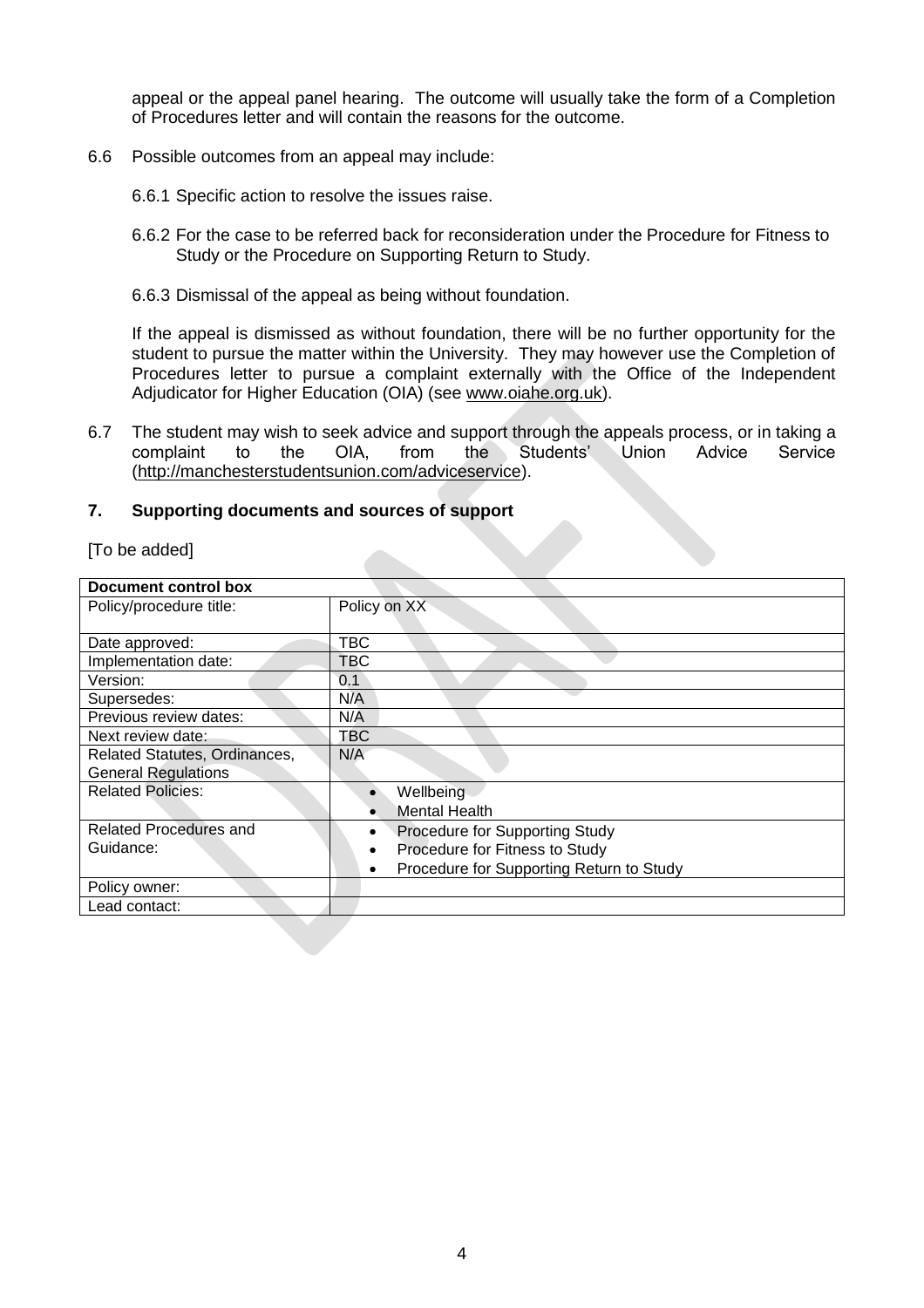appeal or the appeal panel hearing. The outcome will usually take the form of a Completion of Procedures letter and will contain the reasons for the outcome.

6.6 Possible outcomes from an appeal may include:

6.6.1 Specific action to resolve the issues raise.

6.6.2 For the case to be referred back for reconsideration under the Procedure for Fitness to Study or the Procedure on Supporting Return to Study.

6.6.3 Dismissal of the appeal as being without foundation.

If the appeal is dismissed as without foundation, there will be no further opportunity for the student to pursue the matter within the University. They may however use the Completion of Procedures letter to pursue a complaint externally with the Office of the Independent Adjudicator for Higher Education (OIA) (see www.oiahe.org.uk).

6.7 The student may wish to seek advice and support through the appeals process, or in taking a complaint to the OIA, from the Students' Union Advice Service (http://manchesterstudentsunion.com/adviceservice).

## 7. Supporting documents and sources of support

[To be added]

| **Document control box** | |
|---|---|
| Policy/procedure title: | Policy on XX |
| Date approved: | TBC |
| Implementation date: | TBC |
| Version: | 0.1 |
| Supersedes: | N/A |
| Previous review dates: | N/A |
| Next review date: | TBC |
| Related Statutes, Ordinances, General Regulations | N/A |
| Related Policies: | • Wellbeing<br>• Mental Health |
| Related Procedures and Guidance: | • Procedure for Supporting Study<br>• Procedure for Fitness to Study<br>• Procedure for Supporting Return to Study |
| Policy owner: | |
| Lead contact: | |